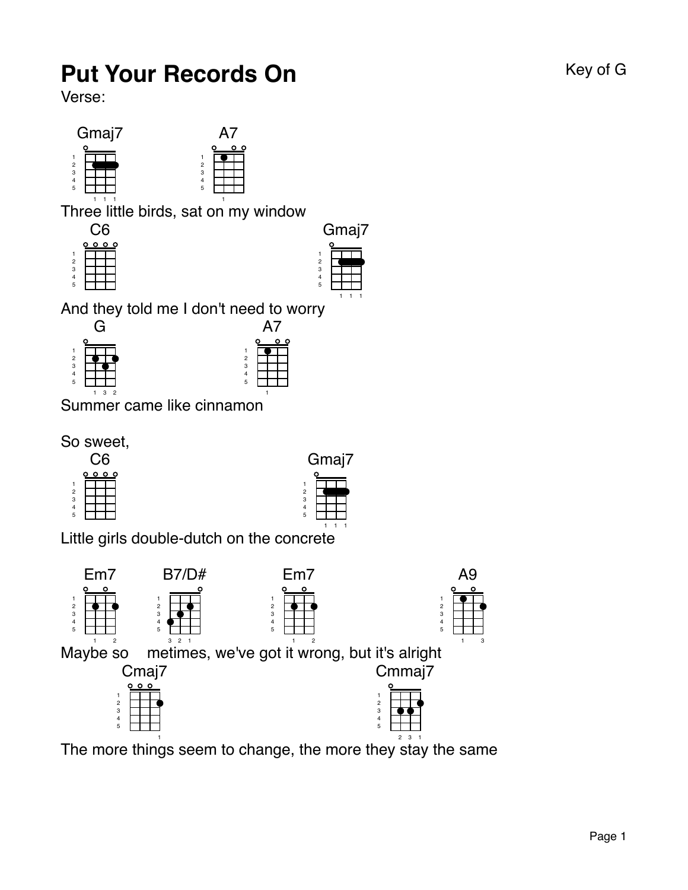# Put Your Records On

Key of G

Verse:

Gmaj7 A7

Three little birds, sat on my window

C6 Gmaj7

And they told me I don't need to worry

G A7

Summer came like cinnamon

So sweet,

C6 Gmaj7

Little girls double-dutch on the concrete

Em7 B7/D# Em7 A9

Maybe so metimes, we've got it wrong, but it's alright

Cmaj7 Cmmaj7

The more things seem to change, the more they stay the same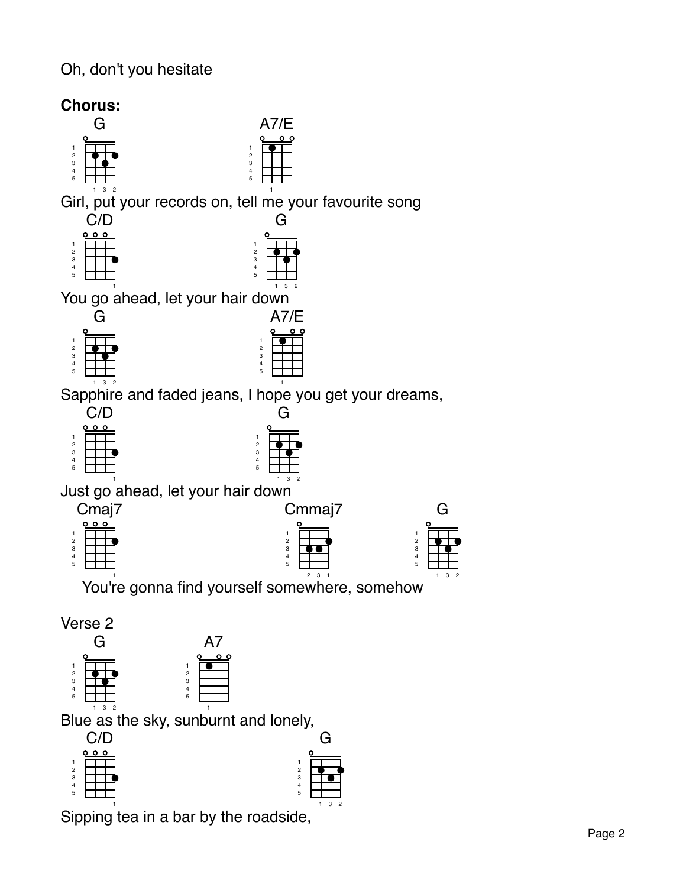Oh, don't you hesitate

**Chorus:**

G A7/E

Girl, put your records on, tell me your favourite song

C/D G

You go ahead, let your hair down

G A7/E

Sapphire and faded jeans, I hope you get your dreams,

C/D G

Just go ahead, let your hair down

Cmaj7 Cmmaj7 G

You're gonna find yourself somewhere, somehow

Verse 2

G A7

Blue as the sky, sunburnt and lonely,

C/D G

Sipping tea in a bar by the roadside,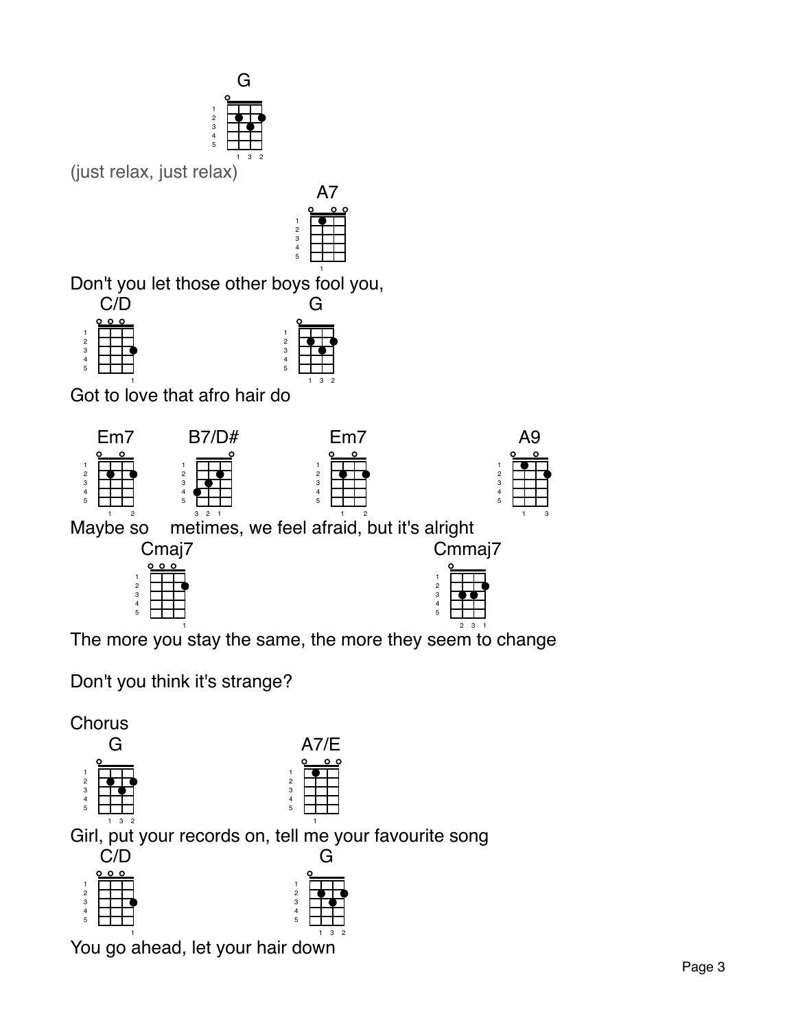G

(just relax, just relax)

A7

Don't you let those other boys fool you,

C/D G

Got to love that afro hair do

Em7 B7/D# Em7 A9

Maybe so metimes, we feel afraid, but it's alright

Cmaj7 Cmmaj7

The more you stay the same, the more they seem to change

Don't you think it's strange?

Chorus

G A7/E

Girl, put your records on, tell me your favourite song

C/D G

You go ahead, let your hair down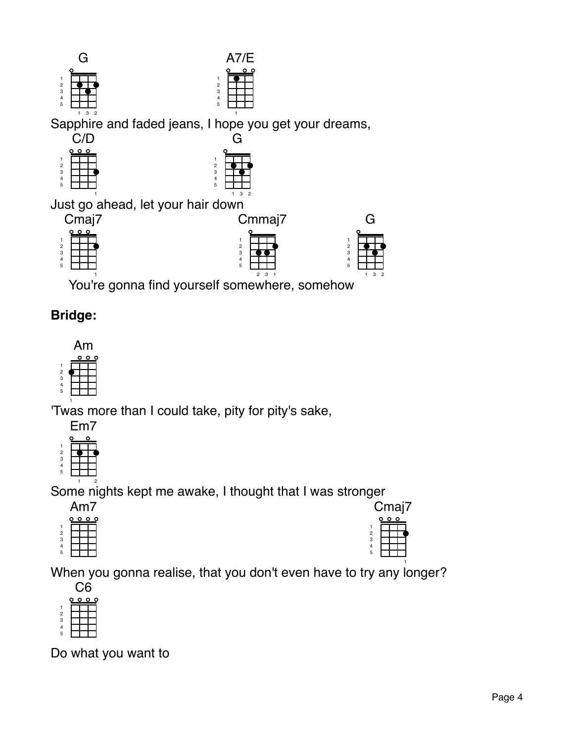G                                        A7/E
Sapphire and faded jeans, I hope you get your dreams,

C/D                                      G
Just go ahead, let your hair down

Cmaj7                                    Cmmaj7                    G
You're gonna find yourself somewhere, somehow

**Bridge:**

Am
'Twas more than I could take, pity for pity's sake,

Em7
Some nights kept me awake, I thought that I was stronger

Am7                                                                                Cmaj7
When you gonna realise, that you don't even have to try any longer?

C6
Do what you want to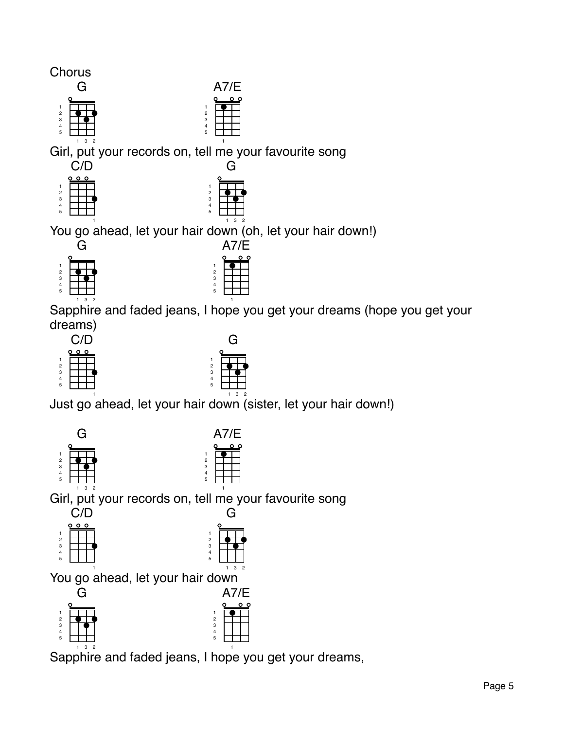Chorus

G A7/E

Girl, put your records on, tell me your favourite song

C/D G

You go ahead, let your hair down (oh, let your hair down!)

G A7/E

Sapphire and faded jeans, I hope you get your dreams (hope you get your dreams)

C/D G

Just go ahead, let your hair down (sister, let your hair down!)

G A7/E

Girl, put your records on, tell me your favourite song

C/D G

You go ahead, let your hair down

G A7/E

Sapphire and faded jeans, I hope you get your dreams,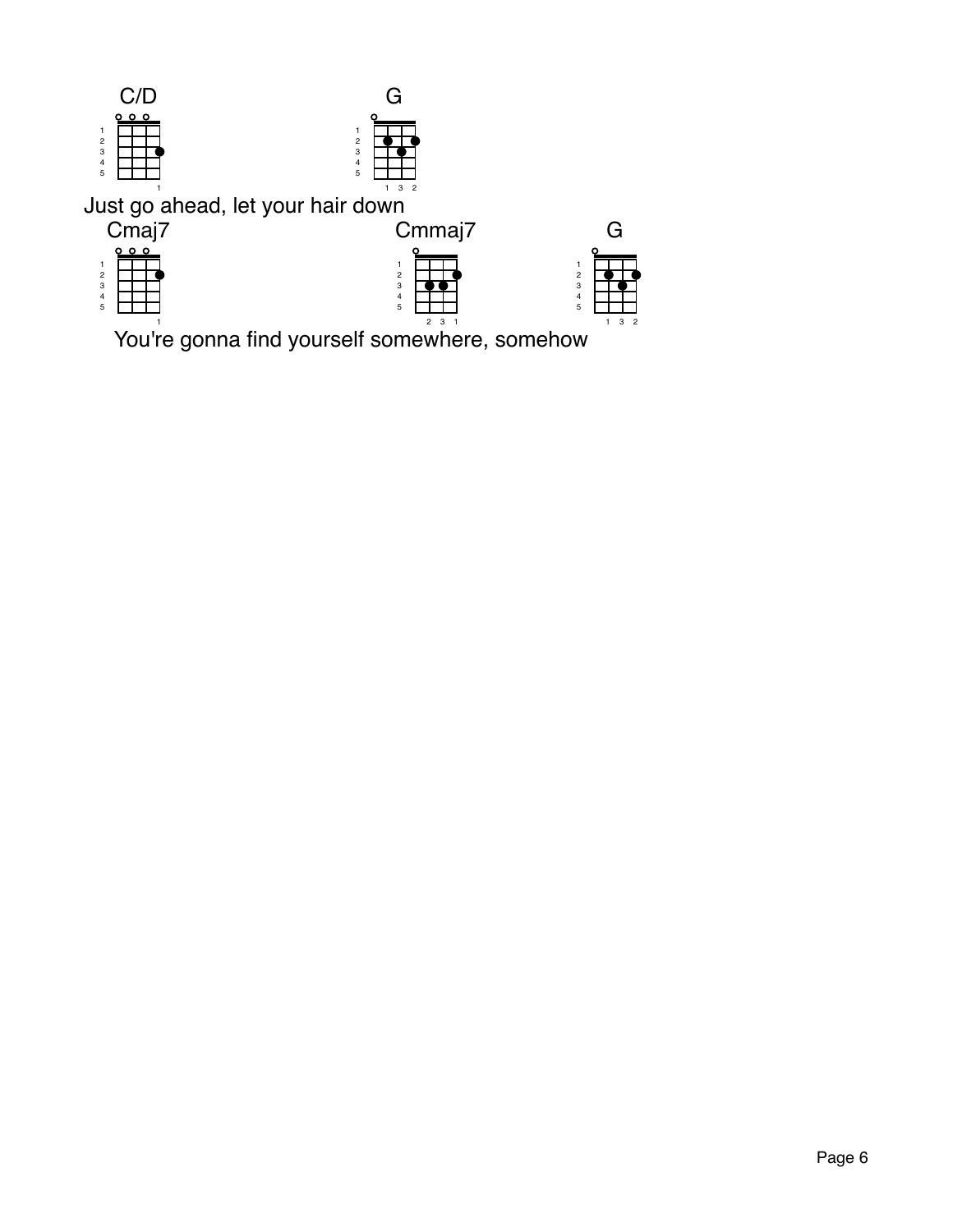C/D                                    G

Just go ahead, let your hair down

Cmaj7                                    Cmmaj7                    G

You're gonna find yourself somewhere, somehow